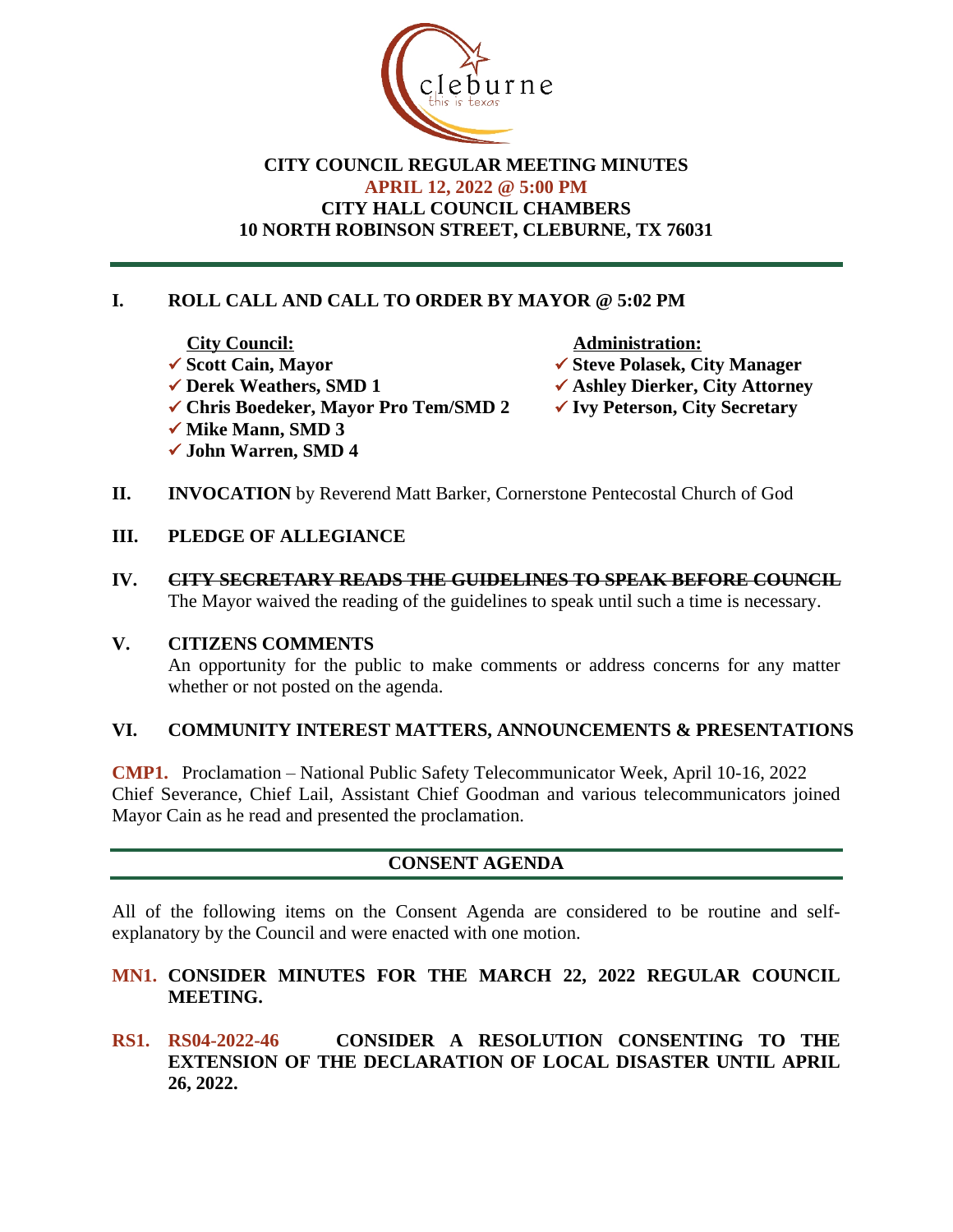# CITY COUNCIL REGULAR MEETING MINUTES

**APRIL 12, 2022 @ 5:00 PM**

**CITY HALL COUNCIL CHAMBERS**

**10 NORTH ROBINSON STREET, CLEBURNE, TX 76031**

## I. ROLL CALL AND CALL TO ORDER BY MAYOR @ 5:02 PM

**City Council:**
- ✓ **Scott Cain, Mayor**
- ✓ **Derek Weathers, SMD 1**
- ✓ **Chris Boedeker, Mayor Pro Tem/SMD 2**
- ✓ **Mike Mann, SMD 3**
- ✓ **John Warren, SMD 4**

**Administration:**
- ✓ **Steve Polasek, City Manager**
- ✓ **Ashley Dierker, City Attorney**
- ✓ **Ivy Peterson, City Secretary**

## II. INVOCATION by Reverend Matt Barker, Cornerstone Pentecostal Church of God

## III. PLEDGE OF ALLEGIANCE

## IV. ~~CITY SECRETARY READS THE GUIDELINES TO SPEAK BEFORE COUNCIL~~

The Mayor waived the reading of the guidelines to speak until such a time is necessary.

## V. CITIZENS COMMENTS

An opportunity for the public to make comments or address concerns for any matter whether or not posted on the agenda.

## VI. COMMUNITY INTEREST MATTERS, ANNOUNCEMENTS & PRESENTATIONS

**CMP1.** Proclamation – National Public Safety Telecommunicator Week, April 10-16, 2022
Chief Severance, Chief Lail, Assistant Chief Goodman and various telecommunicators joined Mayor Cain as he read and presented the proclamation.

## CONSENT AGENDA

All of the following items on the Consent Agenda are considered to be routine and self-explanatory by the Council and were enacted with one motion.

**MN1. CONSIDER MINUTES FOR THE MARCH 22, 2022 REGULAR COUNCIL MEETING.**

**RS1. RS04-2022-46 CONSIDER A RESOLUTION CONSENTING TO THE EXTENSION OF THE DECLARATION OF LOCAL DISASTER UNTIL APRIL 26, 2022.**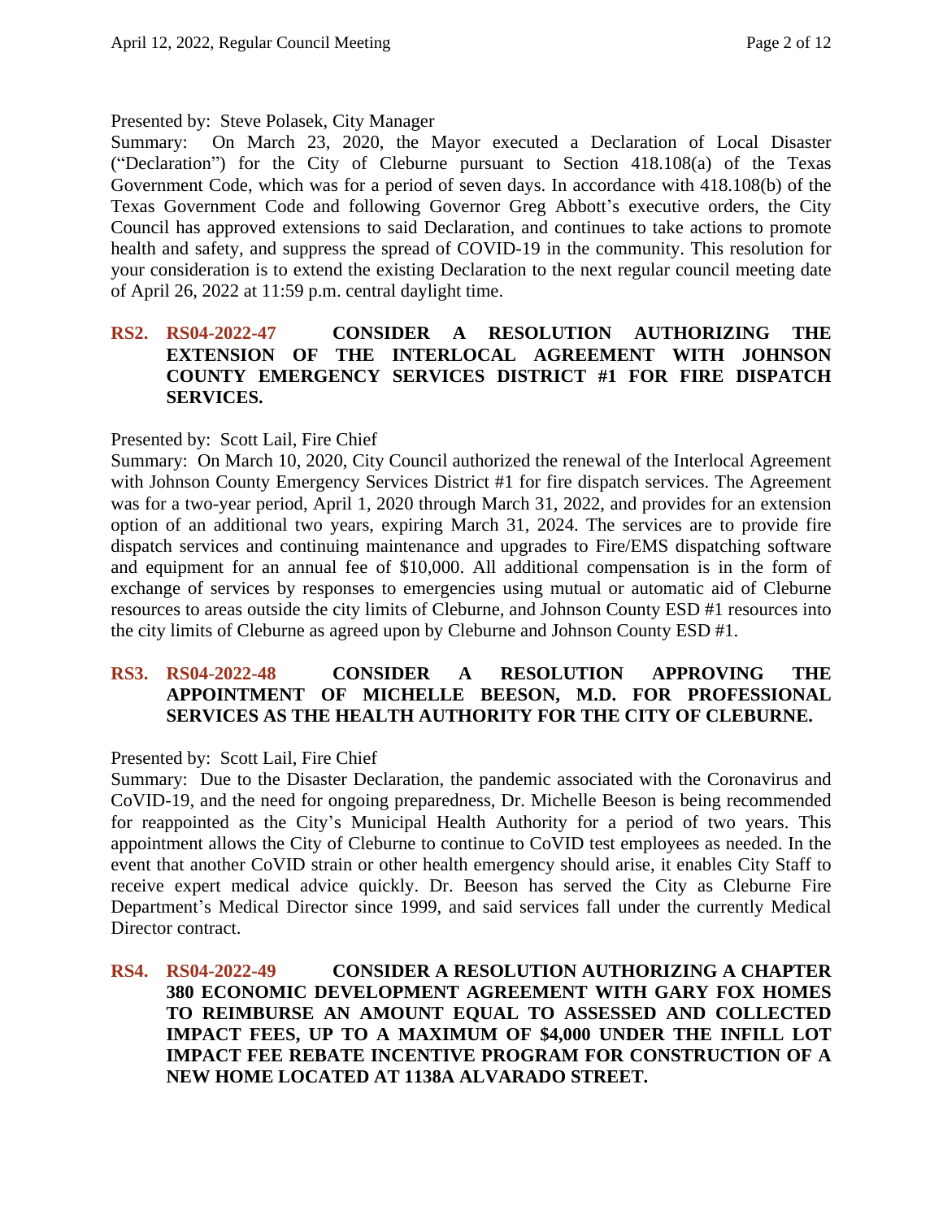Presented by: Steve Polasek, City Manager

Summary: On March 23, 2020, the Mayor executed a Declaration of Local Disaster ("Declaration") for the City of Cleburne pursuant to Section 418.108(a) of the Texas Government Code, which was for a period of seven days. In accordance with 418.108(b) of the Texas Government Code and following Governor Greg Abbott's executive orders, the City Council has approved extensions to said Declaration, and continues to take actions to promote health and safety, and suppress the spread of COVID-19 in the community. This resolution for your consideration is to extend the existing Declaration to the next regular council meeting date of April 26, 2022 at 11:59 p.m. central daylight time.

**RS2. RS04-2022-47 CONSIDER A RESOLUTION AUTHORIZING THE EXTENSION OF THE INTERLOCAL AGREEMENT WITH JOHNSON COUNTY EMERGENCY SERVICES DISTRICT #1 FOR FIRE DISPATCH SERVICES.**

Presented by: Scott Lail, Fire Chief

Summary: On March 10, 2020, City Council authorized the renewal of the Interlocal Agreement with Johnson County Emergency Services District #1 for fire dispatch services. The Agreement was for a two-year period, April 1, 2020 through March 31, 2022, and provides for an extension option of an additional two years, expiring March 31, 2024. The services are to provide fire dispatch services and continuing maintenance and upgrades to Fire/EMS dispatching software and equipment for an annual fee of $10,000. All additional compensation is in the form of exchange of services by responses to emergencies using mutual or automatic aid of Cleburne resources to areas outside the city limits of Cleburne, and Johnson County ESD #1 resources into the city limits of Cleburne as agreed upon by Cleburne and Johnson County ESD #1.

**RS3. RS04-2022-48 CONSIDER A RESOLUTION APPROVING THE APPOINTMENT OF MICHELLE BEESON, M.D. FOR PROFESSIONAL SERVICES AS THE HEALTH AUTHORITY FOR THE CITY OF CLEBURNE.**

Presented by: Scott Lail, Fire Chief

Summary: Due to the Disaster Declaration, the pandemic associated with the Coronavirus and CoVID-19, and the need for ongoing preparedness, Dr. Michelle Beeson is being recommended for reappointed as the City's Municipal Health Authority for a period of two years. This appointment allows the City of Cleburne to continue to CoVID test employees as needed. In the event that another CoVID strain or other health emergency should arise, it enables City Staff to receive expert medical advice quickly. Dr. Beeson has served the City as Cleburne Fire Department's Medical Director since 1999, and said services fall under the currently Medical Director contract.

**RS4. RS04-2022-49 CONSIDER A RESOLUTION AUTHORIZING A CHAPTER 380 ECONOMIC DEVELOPMENT AGREEMENT WITH GARY FOX HOMES TO REIMBURSE AN AMOUNT EQUAL TO ASSESSED AND COLLECTED IMPACT FEES, UP TO A MAXIMUM OF $4,000 UNDER THE INFILL LOT IMPACT FEE REBATE INCENTIVE PROGRAM FOR CONSTRUCTION OF A NEW HOME LOCATED AT 1138A ALVARADO STREET.**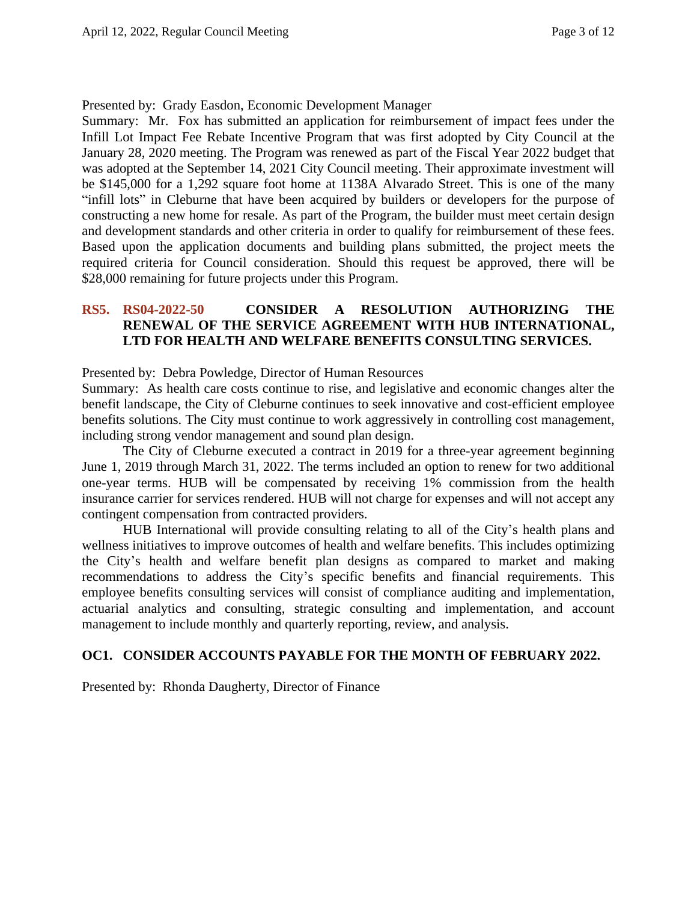Presented by: Grady Easdon, Economic Development Manager

Summary: Mr. Fox has submitted an application for reimbursement of impact fees under the Infill Lot Impact Fee Rebate Incentive Program that was first adopted by City Council at the January 28, 2020 meeting. The Program was renewed as part of the Fiscal Year 2022 budget that was adopted at the September 14, 2021 City Council meeting. Their approximate investment will be $145,000 for a 1,292 square foot home at 1138A Alvarado Street. This is one of the many "infill lots" in Cleburne that have been acquired by builders or developers for the purpose of constructing a new home for resale. As part of the Program, the builder must meet certain design and development standards and other criteria in order to qualify for reimbursement of these fees. Based upon the application documents and building plans submitted, the project meets the required criteria for Council consideration. Should this request be approved, there will be $28,000 remaining for future projects under this Program.

**RS5. RS04-2022-50 CONSIDER A RESOLUTION AUTHORIZING THE RENEWAL OF THE SERVICE AGREEMENT WITH HUB INTERNATIONAL, LTD FOR HEALTH AND WELFARE BENEFITS CONSULTING SERVICES.**

Presented by: Debra Powledge, Director of Human Resources

Summary: As health care costs continue to rise, and legislative and economic changes alter the benefit landscape, the City of Cleburne continues to seek innovative and cost-efficient employee benefits solutions. The City must continue to work aggressively in controlling cost management, including strong vendor management and sound plan design.

The City of Cleburne executed a contract in 2019 for a three-year agreement beginning June 1, 2019 through March 31, 2022. The terms included an option to renew for two additional one-year terms. HUB will be compensated by receiving 1% commission from the health insurance carrier for services rendered. HUB will not charge for expenses and will not accept any contingent compensation from contracted providers.

HUB International will provide consulting relating to all of the City's health plans and wellness initiatives to improve outcomes of health and welfare benefits. This includes optimizing the City's health and welfare benefit plan designs as compared to market and making recommendations to address the City's specific benefits and financial requirements. This employee benefits consulting services will consist of compliance auditing and implementation, actuarial analytics and consulting, strategic consulting and implementation, and account management to include monthly and quarterly reporting, review, and analysis.

**OC1. CONSIDER ACCOUNTS PAYABLE FOR THE MONTH OF FEBRUARY 2022.**

Presented by: Rhonda Daugherty, Director of Finance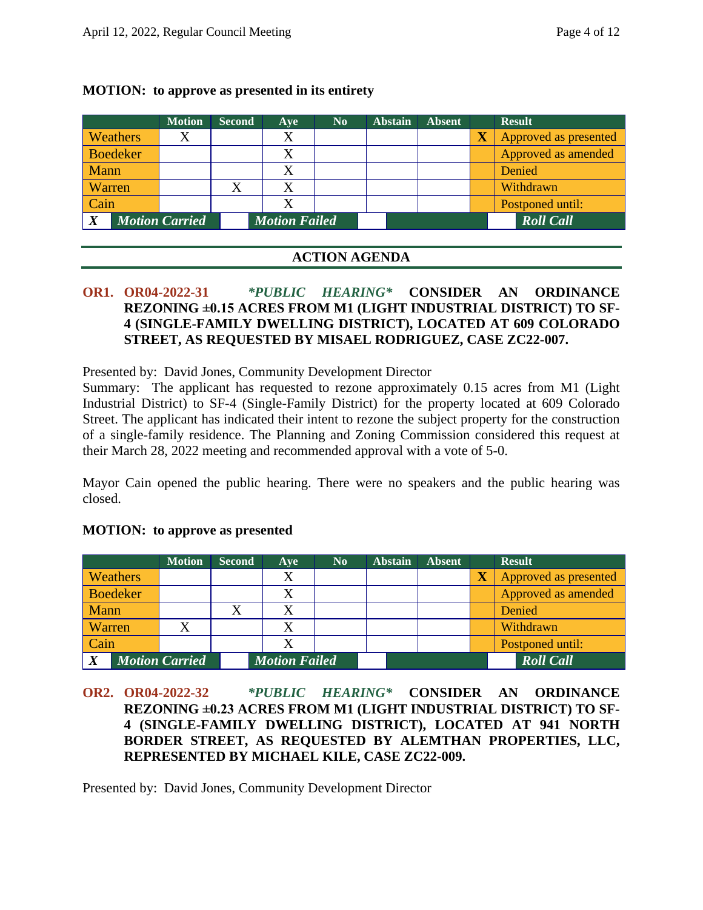**MOTION: to approve as presented in its entirety**

| | Motion | Second | Aye | No | Abstain | Absent | | Result |
|---|---|---|---|---|---|---|---|---|
| Weathers | X | | X | | | | X | Approved as presented |
| Boedeker | | | X | | | | | Approved as amended |
| Mann | | | X | | | | | Denied |
| Warren | | X | X | | | | | Withdrawn |
| Cain | | | X | | | | | Postponed until: |
| *X* | *Motion Carried* | | *Motion Failed* | | | | | *Roll Call* |

## ACTION AGENDA

**OR1. OR04-2022-31** ***\*PUBLIC HEARING\**** **CONSIDER AN ORDINANCE REZONING ±0.15 ACRES FROM M1 (LIGHT INDUSTRIAL DISTRICT) TO SF-4 (SINGLE-FAMILY DWELLING DISTRICT), LOCATED AT 609 COLORADO STREET, AS REQUESTED BY MISAEL RODRIGUEZ, CASE ZC22-007.**

Presented by: David Jones, Community Development Director
Summary: The applicant has requested to rezone approximately 0.15 acres from M1 (Light Industrial District) to SF-4 (Single-Family District) for the property located at 609 Colorado Street. The applicant has indicated their intent to rezone the subject property for the construction of a single-family residence. The Planning and Zoning Commission considered this request at their March 28, 2022 meeting and recommended approval with a vote of 5-0.

Mayor Cain opened the public hearing. There were no speakers and the public hearing was closed.

**MOTION: to approve as presented**

| | Motion | Second | Aye | No | Abstain | Absent | | Result |
|---|---|---|---|---|---|---|---|---|
| Weathers | | | X | | | | X | Approved as presented |
| Boedeker | | | X | | | | | Approved as amended |
| Mann | | X | X | | | | | Denied |
| Warren | X | | X | | | | | Withdrawn |
| Cain | | | X | | | | | Postponed until: |
| *X* | *Motion Carried* | | *Motion Failed* | | | | | *Roll Call* |

**OR2. OR04-2022-32** ***\*PUBLIC HEARING\**** **CONSIDER AN ORDINANCE REZONING ±0.23 ACRES FROM M1 (LIGHT INDUSTRIAL DISTRICT) TO SF-4 (SINGLE-FAMILY DWELLING DISTRICT), LOCATED AT 941 NORTH BORDER STREET, AS REQUESTED BY ALEMTHAN PROPERTIES, LLC, REPRESENTED BY MICHAEL KILE, CASE ZC22-009.**

Presented by: David Jones, Community Development Director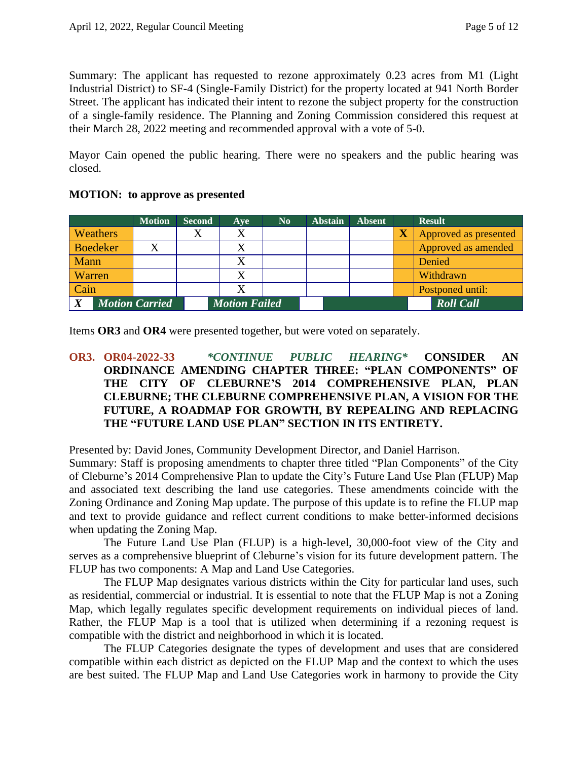Summary: The applicant has requested to rezone approximately 0.23 acres from M1 (Light Industrial District) to SF-4 (Single-Family District) for the property located at 941 North Border Street. The applicant has indicated their intent to rezone the subject property for the construction of a single-family residence. The Planning and Zoning Commission considered this request at their March 28, 2022 meeting and recommended approval with a vote of 5-0.

Mayor Cain opened the public hearing. There were no speakers and the public hearing was closed.

**MOTION: to approve as presented**

| | Motion | Second | Aye | No | Abstain | Absent | | Result |
|---|---|---|---|---|---|---|---|---|
| Weathers | | X | X | | | | X | Approved as presented |
| Boedeker | X | | X | | | | | Approved as amended |
| Mann | | | X | | | | | Denied |
| Warren | | | X | | | | | Withdrawn |
| Cain | | | X | | | | | Postponed until: |
| *X* | ***Motion Carried*** | | ***Motion Failed*** | | | | | ***Roll Call*** |

Items **OR3** and **OR4** were presented together, but were voted on separately.

**OR3. OR04-2022-33** ***\*CONTINUE PUBLIC HEARING\**** **CONSIDER AN ORDINANCE AMENDING CHAPTER THREE: "PLAN COMPONENTS" OF THE CITY OF CLEBURNE'S 2014 COMPREHENSIVE PLAN, PLAN CLEBURNE; THE CLEBURNE COMPREHENSIVE PLAN, A VISION FOR THE FUTURE, A ROADMAP FOR GROWTH, BY REPEALING AND REPLACING THE "FUTURE LAND USE PLAN" SECTION IN ITS ENTIRETY.**

Presented by: David Jones, Community Development Director, and Daniel Harrison.
Summary: Staff is proposing amendments to chapter three titled "Plan Components" of the City of Cleburne's 2014 Comprehensive Plan to update the City's Future Land Use Plan (FLUP) Map and associated text describing the land use categories. These amendments coincide with the Zoning Ordinance and Zoning Map update. The purpose of this update is to refine the FLUP map and text to provide guidance and reflect current conditions to make better-informed decisions when updating the Zoning Map.

The Future Land Use Plan (FLUP) is a high-level, 30,000-foot view of the City and serves as a comprehensive blueprint of Cleburne's vision for its future development pattern. The FLUP has two components: A Map and Land Use Categories.

The FLUP Map designates various districts within the City for particular land uses, such as residential, commercial or industrial. It is essential to note that the FLUP Map is not a Zoning Map, which legally regulates specific development requirements on individual pieces of land. Rather, the FLUP Map is a tool that is utilized when determining if a rezoning request is compatible with the district and neighborhood in which it is located.

The FLUP Categories designate the types of development and uses that are considered compatible within each district as depicted on the FLUP Map and the context to which the uses are best suited. The FLUP Map and Land Use Categories work in harmony to provide the City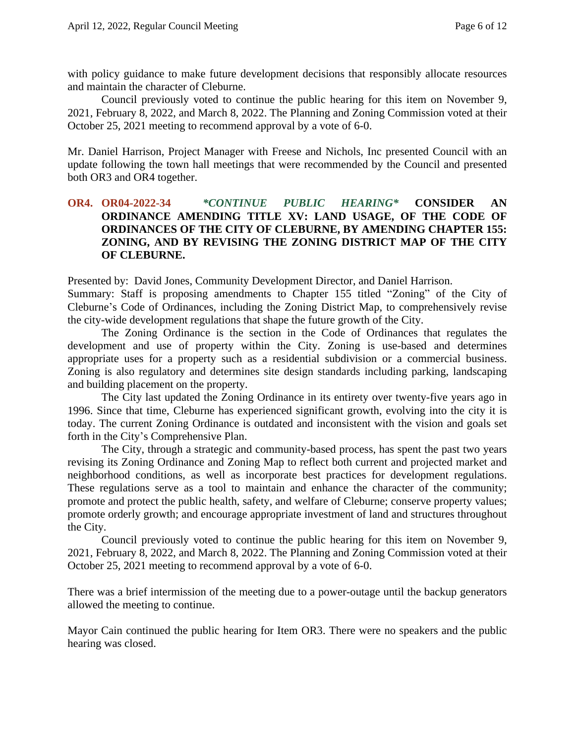with policy guidance to make future development decisions that responsibly allocate resources and maintain the character of Cleburne.

Council previously voted to continue the public hearing for this item on November 9, 2021, February 8, 2022, and March 8, 2022. The Planning and Zoning Commission voted at their October 25, 2021 meeting to recommend approval by a vote of 6-0.

Mr. Daniel Harrison, Project Manager with Freese and Nichols, Inc presented Council with an update following the town hall meetings that were recommended by the Council and presented both OR3 and OR4 together.

**OR4. OR04-2022-34** ***\*CONTINUE PUBLIC HEARING\**** **CONSIDER AN ORDINANCE AMENDING TITLE XV: LAND USAGE, OF THE CODE OF ORDINANCES OF THE CITY OF CLEBURNE, BY AMENDING CHAPTER 155: ZONING, AND BY REVISING THE ZONING DISTRICT MAP OF THE CITY OF CLEBURNE.**

Presented by: David Jones, Community Development Director, and Daniel Harrison.

Summary: Staff is proposing amendments to Chapter 155 titled "Zoning" of the City of Cleburne's Code of Ordinances, including the Zoning District Map, to comprehensively revise the city-wide development regulations that shape the future growth of the City.

The Zoning Ordinance is the section in the Code of Ordinances that regulates the development and use of property within the City. Zoning is use-based and determines appropriate uses for a property such as a residential subdivision or a commercial business. Zoning is also regulatory and determines site design standards including parking, landscaping and building placement on the property.

The City last updated the Zoning Ordinance in its entirety over twenty-five years ago in 1996. Since that time, Cleburne has experienced significant growth, evolving into the city it is today. The current Zoning Ordinance is outdated and inconsistent with the vision and goals set forth in the City's Comprehensive Plan.

The City, through a strategic and community-based process, has spent the past two years revising its Zoning Ordinance and Zoning Map to reflect both current and projected market and neighborhood conditions, as well as incorporate best practices for development regulations. These regulations serve as a tool to maintain and enhance the character of the community; promote and protect the public health, safety, and welfare of Cleburne; conserve property values; promote orderly growth; and encourage appropriate investment of land and structures throughout the City.

Council previously voted to continue the public hearing for this item on November 9, 2021, February 8, 2022, and March 8, 2022. The Planning and Zoning Commission voted at their October 25, 2021 meeting to recommend approval by a vote of 6-0.

There was a brief intermission of the meeting due to a power-outage until the backup generators allowed the meeting to continue.

Mayor Cain continued the public hearing for Item OR3. There were no speakers and the public hearing was closed.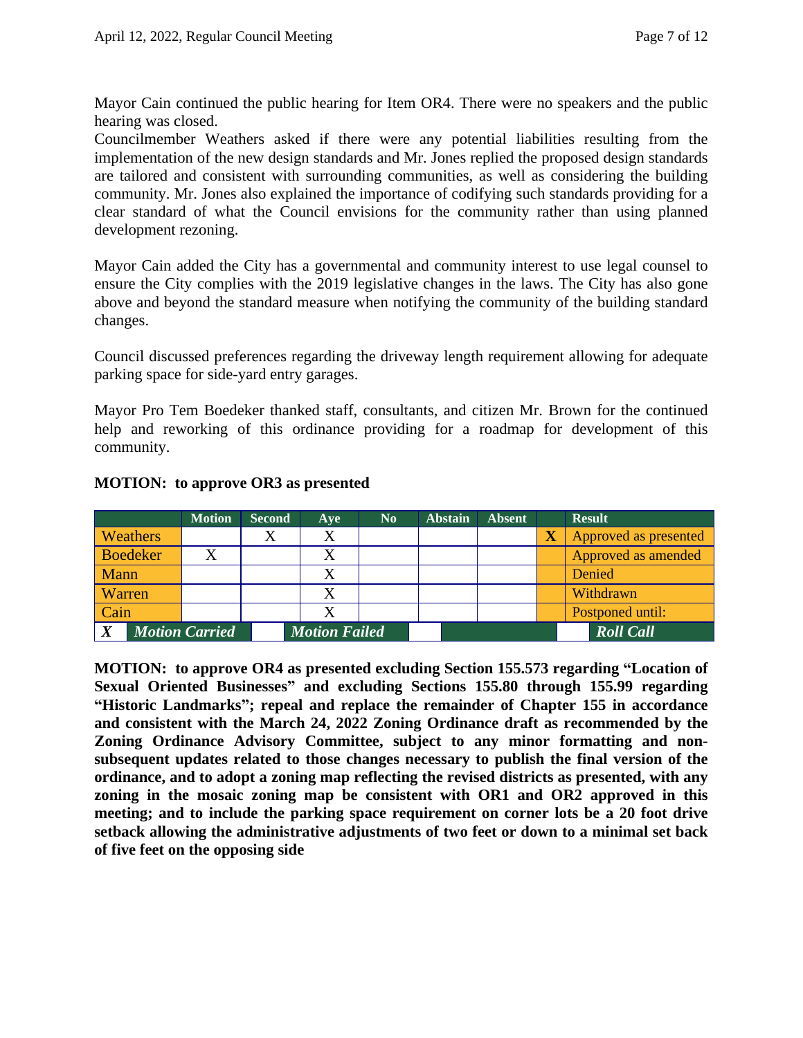Mayor Cain continued the public hearing for Item OR4. There were no speakers and the public hearing was closed.
Councilmember Weathers asked if there were any potential liabilities resulting from the implementation of the new design standards and Mr. Jones replied the proposed design standards are tailored and consistent with surrounding communities, as well as considering the building community. Mr. Jones also explained the importance of codifying such standards providing for a clear standard of what the Council envisions for the community rather than using planned development rezoning.

Mayor Cain added the City has a governmental and community interest to use legal counsel to ensure the City complies with the 2019 legislative changes in the laws. The City has also gone above and beyond the standard measure when notifying the community of the building standard changes.

Council discussed preferences regarding the driveway length requirement allowing for adequate parking space for side-yard entry garages.

Mayor Pro Tem Boedeker thanked staff, consultants, and citizen Mr. Brown for the continued help and reworking of this ordinance providing for a roadmap for development of this community.

**MOTION: to approve OR3 as presented**

| | Motion | Second | Aye | No | Abstain | Absent | | Result |
|---|---|---|---|---|---|---|---|---|
| Weathers | | X | X | | | | X | Approved as presented |
| Boedeker | X | | X | | | | | Approved as amended |
| Mann | | | X | | | | | Denied |
| Warren | | | X | | | | | Withdrawn |
| Cain | | | X | | | | | Postponed until: |
| X | *Motion Carried* | | *Motion Failed* | | | | | *Roll Call* |

**MOTION: to approve OR4 as presented excluding Section 155.573 regarding "Location of Sexual Oriented Businesses" and excluding Sections 155.80 through 155.99 regarding "Historic Landmarks"; repeal and replace the remainder of Chapter 155 in accordance and consistent with the March 24, 2022 Zoning Ordinance draft as recommended by the Zoning Ordinance Advisory Committee, subject to any minor formatting and non-subsequent updates related to those changes necessary to publish the final version of the ordinance, and to adopt a zoning map reflecting the revised districts as presented, with any zoning in the mosaic zoning map be consistent with OR1 and OR2 approved in this meeting; and to include the parking space requirement on corner lots be a 20 foot drive setback allowing the administrative adjustments of two feet or down to a minimal set back of five feet on the opposing side**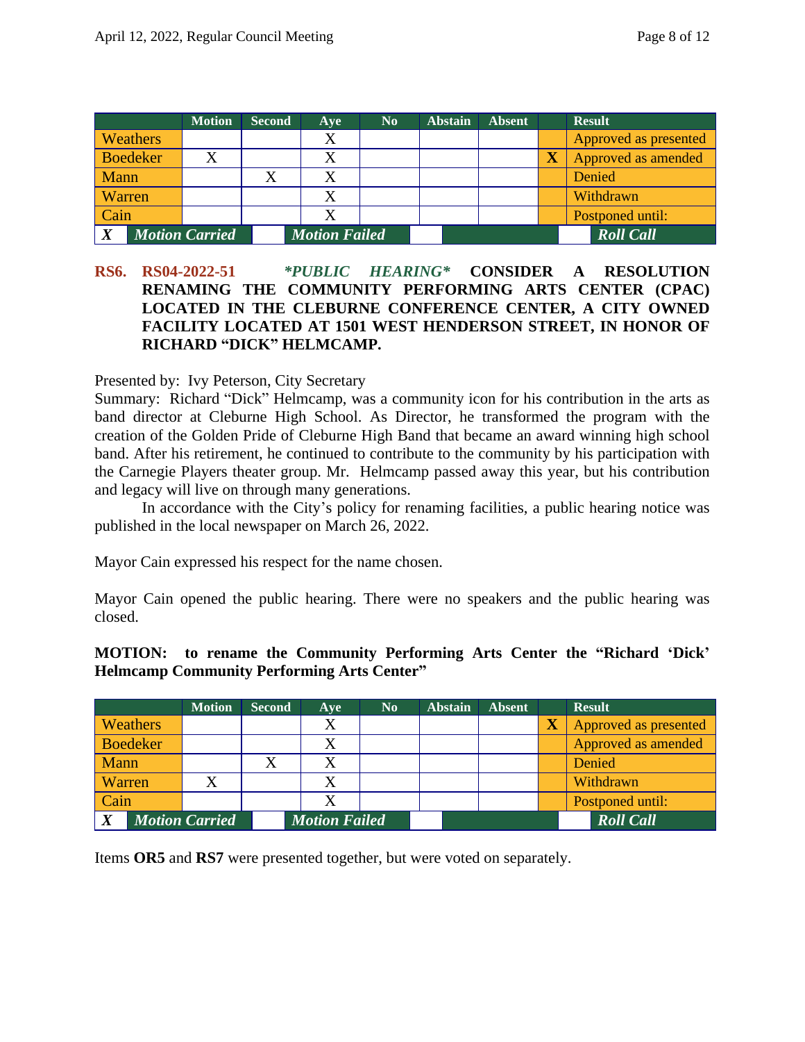| | Motion | Second | Aye | No | Abstain | Absent | | Result |
|---|---|---|---|---|---|---|---|---|
| Weathers | | | X | | | | | Approved as presented |
| Boedeker | X | | X | | | | X | Approved as amended |
| Mann | | X | X | | | | | Denied |
| Warren | | | X | | | | | Withdrawn |
| Cain | | | X | | | | | Postponed until: |
| X | Motion Carried | | Motion Failed | | | | | Roll Call |

**RS6. RS04-2022-51** ***PUBLIC HEARING*** **CONSIDER A RESOLUTION RENAMING THE COMMUNITY PERFORMING ARTS CENTER (CPAC) LOCATED IN THE CLEBURNE CONFERENCE CENTER, A CITY OWNED FACILITY LOCATED AT 1501 WEST HENDERSON STREET, IN HONOR OF RICHARD "DICK" HELMCAMP.**

Presented by: Ivy Peterson, City Secretary
Summary: Richard "Dick" Helmcamp, was a community icon for his contribution in the arts as band director at Cleburne High School. As Director, he transformed the program with the creation of the Golden Pride of Cleburne High Band that became an award winning high school band. After his retirement, he continued to contribute to the community by his participation with the Carnegie Players theater group. Mr. Helmcamp passed away this year, but his contribution and legacy will live on through many generations.

In accordance with the City's policy for renaming facilities, a public hearing notice was published in the local newspaper on March 26, 2022.

Mayor Cain expressed his respect for the name chosen.

Mayor Cain opened the public hearing. There were no speakers and the public hearing was closed.

**MOTION: to rename the Community Performing Arts Center the "Richard 'Dick' Helmcamp Community Performing Arts Center"**

| | Motion | Second | Aye | No | Abstain | Absent | | Result |
|---|---|---|---|---|---|---|---|---|
| Weathers | | | X | | | | X | Approved as presented |
| Boedeker | | | X | | | | | Approved as amended |
| Mann | | X | X | | | | | Denied |
| Warren | X | | X | | | | | Withdrawn |
| Cain | | | X | | | | | Postponed until: |
| X | Motion Carried | | Motion Failed | | | | | Roll Call |

Items **OR5** and **RS7** were presented together, but were voted on separately.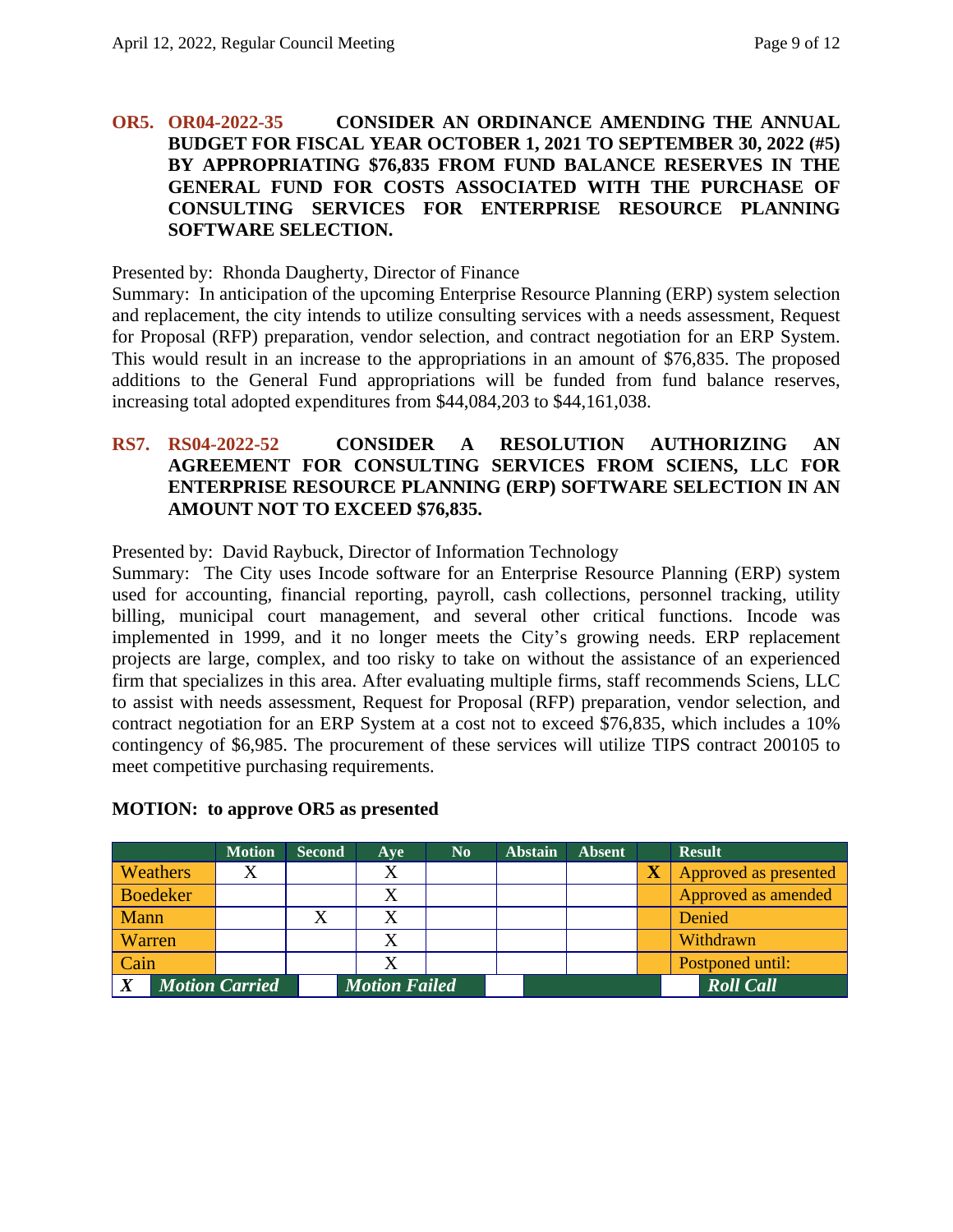**OR5. OR04-2022-35 CONSIDER AN ORDINANCE AMENDING THE ANNUAL BUDGET FOR FISCAL YEAR OCTOBER 1, 2021 TO SEPTEMBER 30, 2022 (#5) BY APPROPRIATING $76,835 FROM FUND BALANCE RESERVES IN THE GENERAL FUND FOR COSTS ASSOCIATED WITH THE PURCHASE OF CONSULTING SERVICES FOR ENTERPRISE RESOURCE PLANNING SOFTWARE SELECTION.**

Presented by: Rhonda Daugherty, Director of Finance
Summary: In anticipation of the upcoming Enterprise Resource Planning (ERP) system selection and replacement, the city intends to utilize consulting services with a needs assessment, Request for Proposal (RFP) preparation, vendor selection, and contract negotiation for an ERP System. This would result in an increase to the appropriations in an amount of $76,835. The proposed additions to the General Fund appropriations will be funded from fund balance reserves, increasing total adopted expenditures from $44,084,203 to $44,161,038.

**RS7. RS04-2022-52 CONSIDER A RESOLUTION AUTHORIZING AN AGREEMENT FOR CONSULTING SERVICES FROM SCIENS, LLC FOR ENTERPRISE RESOURCE PLANNING (ERP) SOFTWARE SELECTION IN AN AMOUNT NOT TO EXCEED $76,835.**

Presented by: David Raybuck, Director of Information Technology
Summary: The City uses Incode software for an Enterprise Resource Planning (ERP) system used for accounting, financial reporting, payroll, cash collections, personnel tracking, utility billing, municipal court management, and several other critical functions. Incode was implemented in 1999, and it no longer meets the City's growing needs. ERP replacement projects are large, complex, and too risky to take on without the assistance of an experienced firm that specializes in this area. After evaluating multiple firms, staff recommends Sciens, LLC to assist with needs assessment, Request for Proposal (RFP) preparation, vendor selection, and contract negotiation for an ERP System at a cost not to exceed $76,835, which includes a 10% contingency of $6,985. The procurement of these services will utilize TIPS contract 200105 to meet competitive purchasing requirements.

**MOTION: to approve OR5 as presented**

| | Motion | Second | Aye | No | Abstain | Absent | | Result |
|---|---|---|---|---|---|---|---|---|
| Weathers | X | | X | | | | **X** | Approved as presented |
| Boedeker | | | X | | | | | Approved as amended |
| Mann | | X | X | | | | | Denied |
| Warren | | | X | | | | | Withdrawn |
| Cain | | | X | | | | | Postponed until: |
| ***X*** | ***Motion Carried*** | | ***Motion Failed*** | | | | | ***Roll Call*** |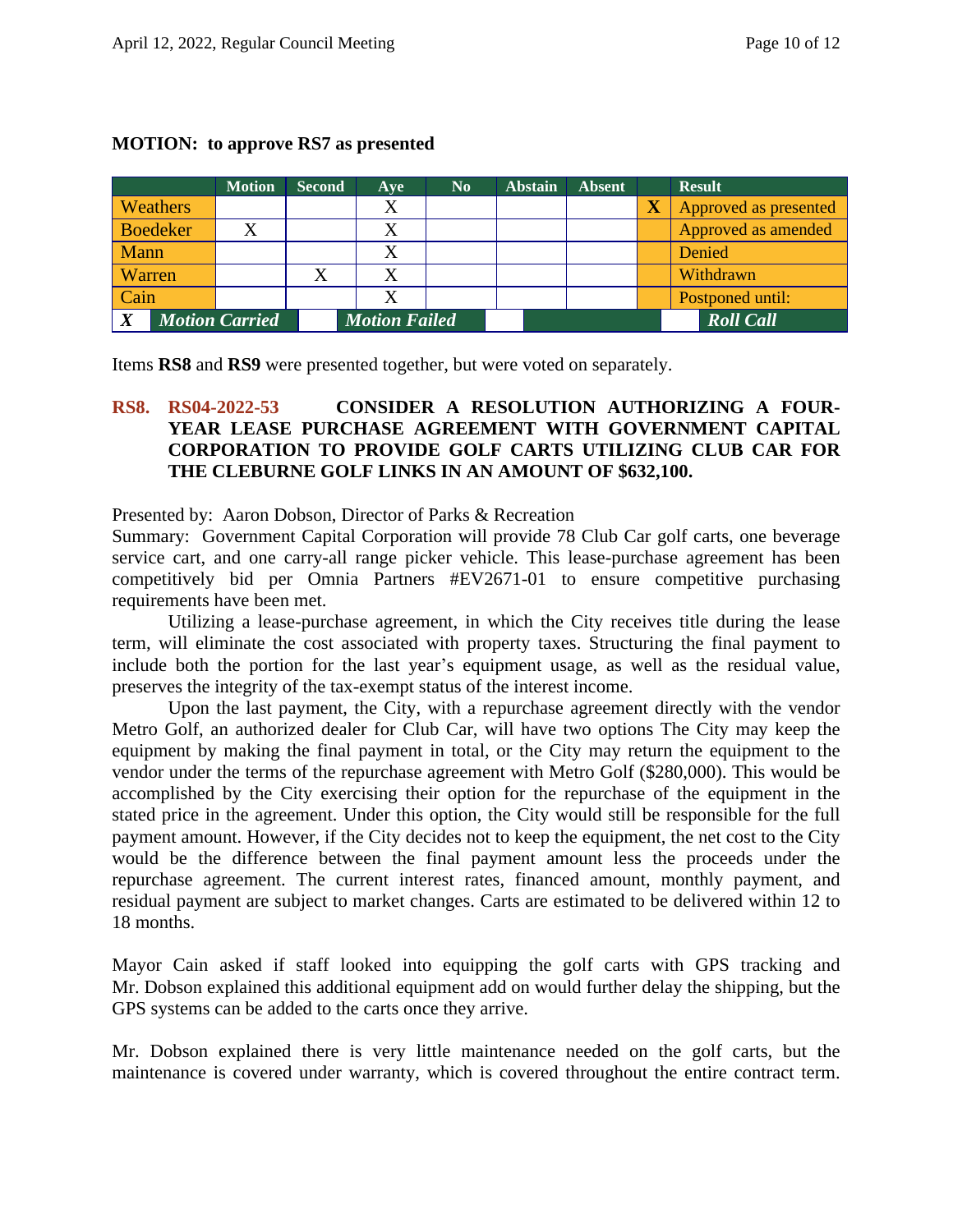**MOTION: to approve RS7 as presented**

| | Motion | Second | Aye | No | Abstain | Absent | | Result |
|---|---|---|---|---|---|---|---|---|
| Weathers | | | X | | | | X | Approved as presented |
| Boedeker | X | | X | | | | | Approved as amended |
| Mann | | | X | | | | | Denied |
| Warren | | X | X | | | | | Withdrawn |
| Cain | | | X | | | | | Postponed until: |
| *X* | *Motion Carried* | | *Motion Failed* | | | | | *Roll Call* |

Items **RS8** and **RS9** were presented together, but were voted on separately.

**RS8. RS04-2022-53 CONSIDER A RESOLUTION AUTHORIZING A FOUR-YEAR LEASE PURCHASE AGREEMENT WITH GOVERNMENT CAPITAL CORPORATION TO PROVIDE GOLF CARTS UTILIZING CLUB CAR FOR THE CLEBURNE GOLF LINKS IN AN AMOUNT OF $632,100.**

Presented by: Aaron Dobson, Director of Parks & Recreation
Summary: Government Capital Corporation will provide 78 Club Car golf carts, one beverage service cart, and one carry-all range picker vehicle. This lease-purchase agreement has been competitively bid per Omnia Partners #EV2671-01 to ensure competitive purchasing requirements have been met.

Utilizing a lease-purchase agreement, in which the City receives title during the lease term, will eliminate the cost associated with property taxes. Structuring the final payment to include both the portion for the last year's equipment usage, as well as the residual value, preserves the integrity of the tax-exempt status of the interest income.

Upon the last payment, the City, with a repurchase agreement directly with the vendor Metro Golf, an authorized dealer for Club Car, will have two options The City may keep the equipment by making the final payment in total, or the City may return the equipment to the vendor under the terms of the repurchase agreement with Metro Golf ($280,000). This would be accomplished by the City exercising their option for the repurchase of the equipment in the stated price in the agreement. Under this option, the City would still be responsible for the full payment amount. However, if the City decides not to keep the equipment, the net cost to the City would be the difference between the final payment amount less the proceeds under the repurchase agreement. The current interest rates, financed amount, monthly payment, and residual payment are subject to market changes. Carts are estimated to be delivered within 12 to 18 months.

Mayor Cain asked if staff looked into equipping the golf carts with GPS tracking and Mr. Dobson explained this additional equipment add on would further delay the shipping, but the GPS systems can be added to the carts once they arrive.

Mr. Dobson explained there is very little maintenance needed on the golf carts, but the maintenance is covered under warranty, which is covered throughout the entire contract term.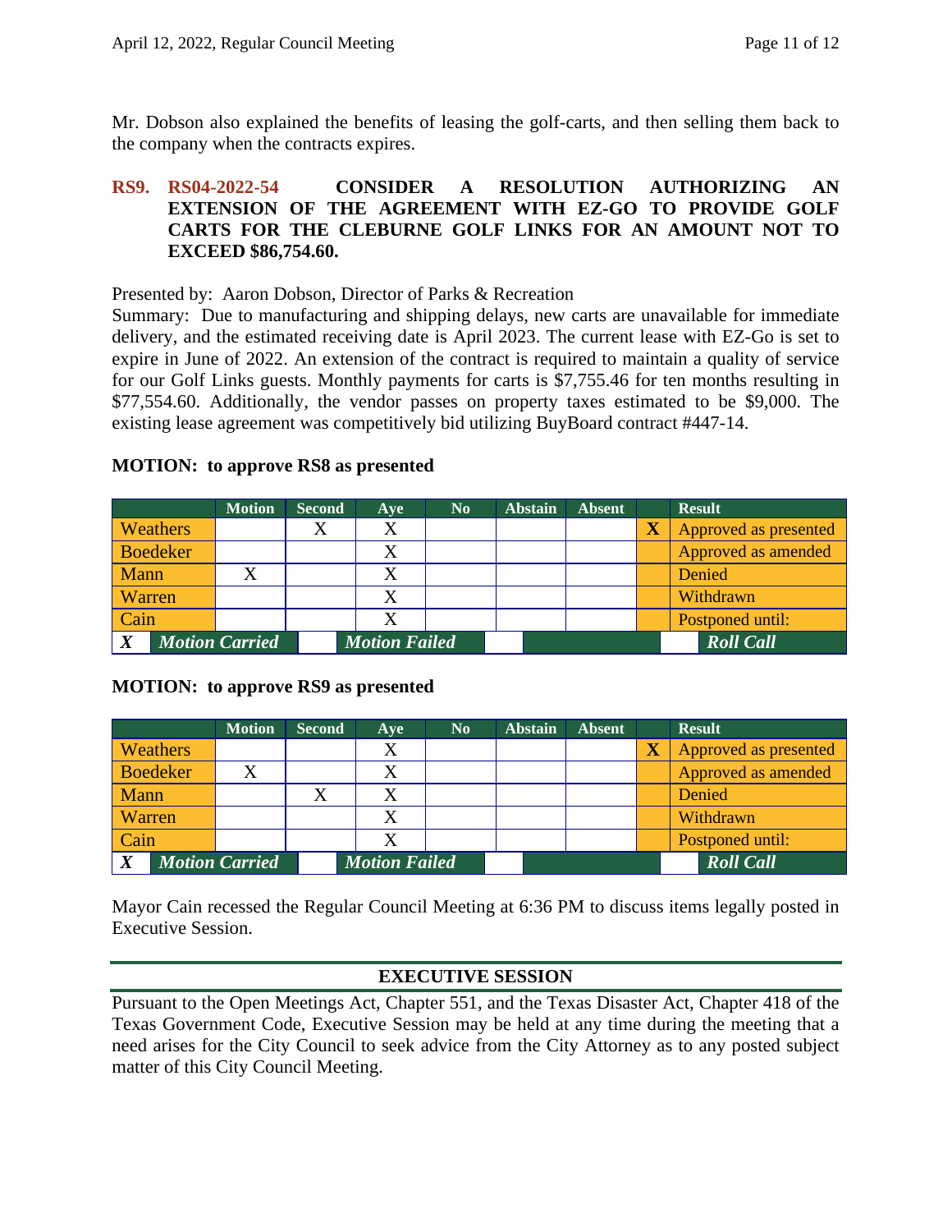Mr. Dobson also explained the benefits of leasing the golf-carts, and then selling them back to the company when the contracts expires.

**RS9. RS04-2022-54 CONSIDER A RESOLUTION AUTHORIZING AN EXTENSION OF THE AGREEMENT WITH EZ-GO TO PROVIDE GOLF CARTS FOR THE CLEBURNE GOLF LINKS FOR AN AMOUNT NOT TO EXCEED $86,754.60.**

Presented by: Aaron Dobson, Director of Parks & Recreation
Summary: Due to manufacturing and shipping delays, new carts are unavailable for immediate delivery, and the estimated receiving date is April 2023. The current lease with EZ-Go is set to expire in June of 2022. An extension of the contract is required to maintain a quality of service for our Golf Links guests. Monthly payments for carts is $7,755.46 for ten months resulting in $77,554.60. Additionally, the vendor passes on property taxes estimated to be $9,000. The existing lease agreement was competitively bid utilizing BuyBoard contract #447-14.

**MOTION: to approve RS8 as presented**

| | Motion | Second | Aye | No | Abstain | Absent | | Result |
|---|---|---|---|---|---|---|---|---|
| Weathers | | X | X | | | | X | Approved as presented |
| Boedeker | | | X | | | | | Approved as amended |
| Mann | X | | X | | | | | Denied |
| Warren | | | X | | | | | Withdrawn |
| Cain | | | X | | | | | Postponed until: |
| X | Motion Carried | | Motion Failed | | | | | Roll Call |

**MOTION: to approve RS9 as presented**

| | Motion | Second | Aye | No | Abstain | Absent | | Result |
|---|---|---|---|---|---|---|---|---|
| Weathers | | | X | | | | X | Approved as presented |
| Boedeker | X | | X | | | | | Approved as amended |
| Mann | | X | X | | | | | Denied |
| Warren | | | X | | | | | Withdrawn |
| Cain | | | X | | | | | Postponed until: |
| X | Motion Carried | | Motion Failed | | | | | Roll Call |

Mayor Cain recessed the Regular Council Meeting at 6:36 PM to discuss items legally posted in Executive Session.

## EXECUTIVE SESSION

Pursuant to the Open Meetings Act, Chapter 551, and the Texas Disaster Act, Chapter 418 of the Texas Government Code, Executive Session may be held at any time during the meeting that a need arises for the City Council to seek advice from the City Attorney as to any posted subject matter of this City Council Meeting.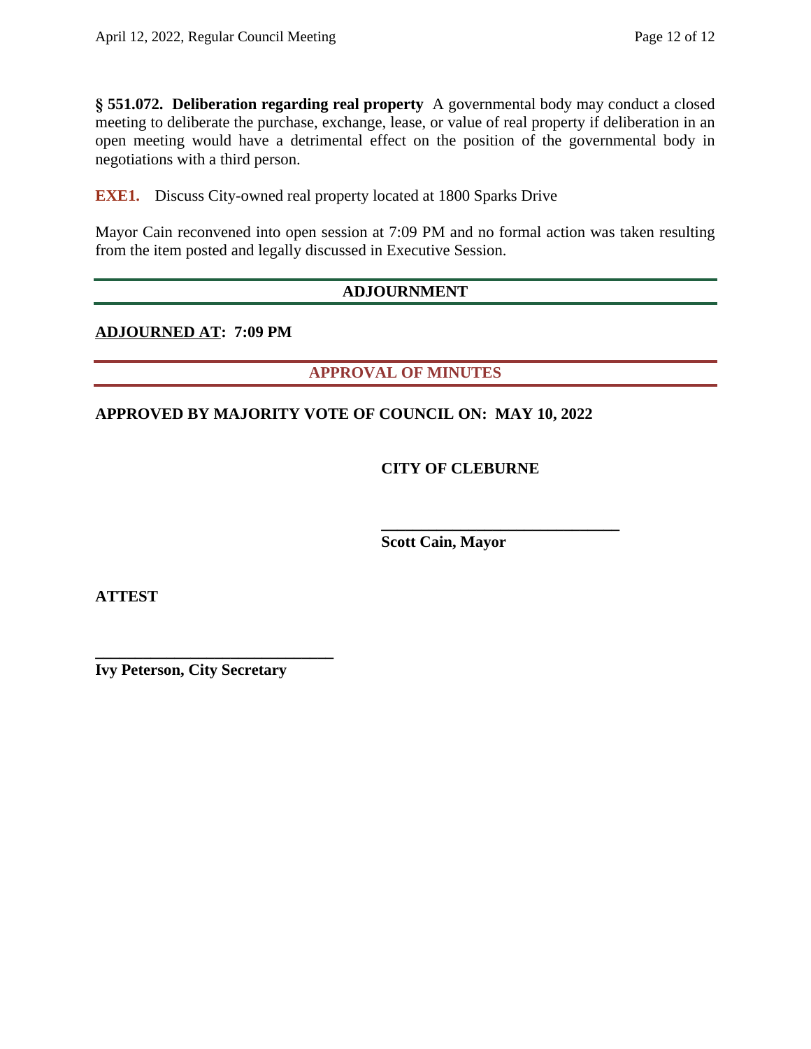**§ 551.072. Deliberation regarding real property** A governmental body may conduct a closed meeting to deliberate the purchase, exchange, lease, or value of real property if deliberation in an open meeting would have a detrimental effect on the position of the governmental body in negotiations with a third person.

**EXE1.** Discuss City-owned real property located at 1800 Sparks Drive

Mayor Cain reconvened into open session at 7:09 PM and no formal action was taken resulting from the item posted and legally discussed in Executive Session.

## ADJOURNMENT

**ADJOURNED AT: 7:09 PM**

## APPROVAL OF MINUTES

**APPROVED BY MAJORITY VOTE OF COUNCIL ON: MAY 10, 2022**

**CITY OF CLEBURNE**

\_\_\_\_\_\_\_\_\_\_\_\_\_\_\_\_\_\_\_\_\_\_\_\_\_\_\_\_\_\_
**Scott Cain, Mayor**

**ATTEST**

\_\_\_\_\_\_\_\_\_\_\_\_\_\_\_\_\_\_\_\_\_\_\_\_\_\_\_\_\_\_
**Ivy Peterson, City Secretary**